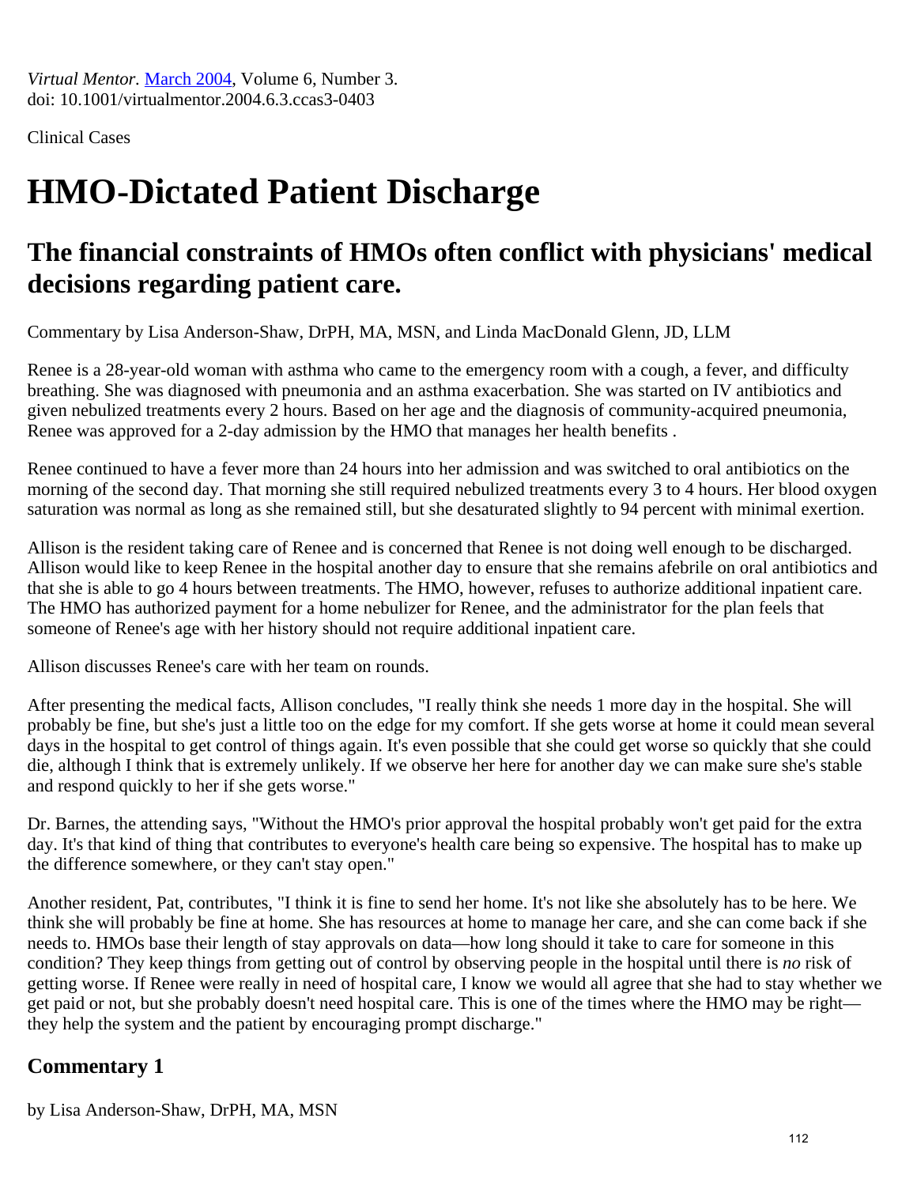*Virtual Mentor*. March 2004, Volume 6, Number 3.
doi: 10.1001/virtualmentor.2004.6.3.ccas3-0403

Clinical Cases

# HMO-Dictated Patient Discharge

## The financial constraints of HMOs often conflict with physicians' medical decisions regarding patient care.

Commentary by Lisa Anderson-Shaw, DrPH, MA, MSN, and Linda MacDonald Glenn, JD, LLM

Renee is a 28-year-old woman with asthma who came to the emergency room with a cough, a fever, and difficulty breathing. She was diagnosed with pneumonia and an asthma exacerbation. She was started on IV antibiotics and given nebulized treatments every 2 hours. Based on her age and the diagnosis of community-acquired pneumonia, Renee was approved for a 2-day admission by the HMO that manages her health benefits .

Renee continued to have a fever more than 24 hours into her admission and was switched to oral antibiotics on the morning of the second day. That morning she still required nebulized treatments every 3 to 4 hours. Her blood oxygen saturation was normal as long as she remained still, but she desaturated slightly to 94 percent with minimal exertion.

Allison is the resident taking care of Renee and is concerned that Renee is not doing well enough to be discharged. Allison would like to keep Renee in the hospital another day to ensure that she remains afebrile on oral antibiotics and that she is able to go 4 hours between treatments. The HMO, however, refuses to authorize additional inpatient care. The HMO has authorized payment for a home nebulizer for Renee, and the administrator for the plan feels that someone of Renee's age with her history should not require additional inpatient care.

Allison discusses Renee's care with her team on rounds.

After presenting the medical facts, Allison concludes, "I really think she needs 1 more day in the hospital. She will probably be fine, but she's just a little too on the edge for my comfort. If she gets worse at home it could mean several days in the hospital to get control of things again. It's even possible that she could get worse so quickly that she could die, although I think that is extremely unlikely. If we observe her here for another day we can make sure she's stable and respond quickly to her if she gets worse."

Dr. Barnes, the attending says, "Without the HMO's prior approval the hospital probably won't get paid for the extra day. It's that kind of thing that contributes to everyone's health care being so expensive. The hospital has to make up the difference somewhere, or they can't stay open."

Another resident, Pat, contributes, "I think it is fine to send her home. It's not like she absolutely has to be here. We think she will probably be fine at home. She has resources at home to manage her care, and she can come back if she needs to. HMOs base their length of stay approvals on data—how long should it take to care for someone in this condition? They keep things from getting out of control by observing people in the hospital until there is *no* risk of getting worse. If Renee were really in need of hospital care, I know we would all agree that she had to stay whether we get paid or not, but she probably doesn't need hospital care. This is one of the times where the HMO may be right—they help the system and the patient by encouraging prompt discharge."

## Commentary 1

by Lisa Anderson-Shaw, DrPH, MA, MSN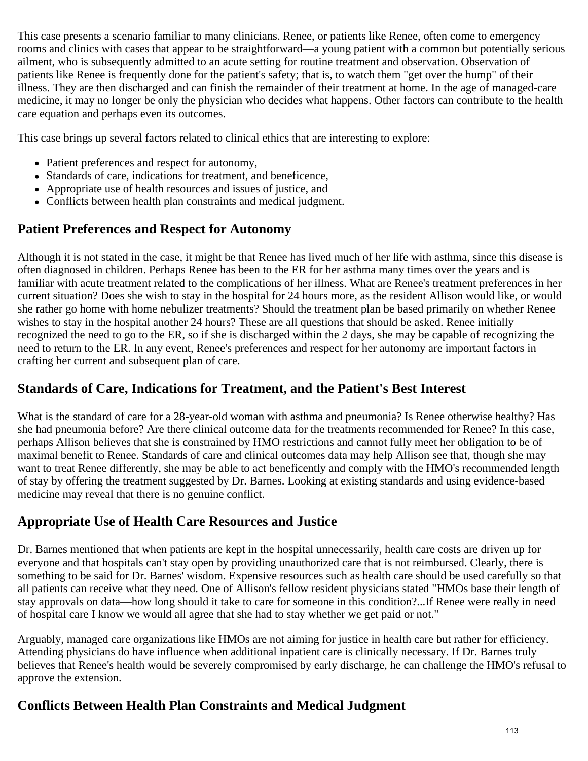This case presents a scenario familiar to many clinicians. Renee, or patients like Renee, often come to emergency rooms and clinics with cases that appear to be straightforward—a young patient with a common but potentially serious ailment, who is subsequently admitted to an acute setting for routine treatment and observation. Observation of patients like Renee is frequently done for the patient's safety; that is, to watch them "get over the hump" of their illness. They are then discharged and can finish the remainder of their treatment at home. In the age of managed-care medicine, it may no longer be only the physician who decides what happens. Other factors can contribute to the health care equation and perhaps even its outcomes.

This case brings up several factors related to clinical ethics that are interesting to explore:

- Patient preferences and respect for autonomy,
- Standards of care, indications for treatment, and beneficence,
- Appropriate use of health resources and issues of justice, and
- Conflicts between health plan constraints and medical judgment.

## Patient Preferences and Respect for Autonomy

Although it is not stated in the case, it might be that Renee has lived much of her life with asthma, since this disease is often diagnosed in children. Perhaps Renee has been to the ER for her asthma many times over the years and is familiar with acute treatment related to the complications of her illness. What are Renee's treatment preferences in her current situation? Does she wish to stay in the hospital for 24 hours more, as the resident Allison would like, or would she rather go home with home nebulizer treatments? Should the treatment plan be based primarily on whether Renee wishes to stay in the hospital another 24 hours? These are all questions that should be asked. Renee initially recognized the need to go to the ER, so if she is discharged within the 2 days, she may be capable of recognizing the need to return to the ER. In any event, Renee's preferences and respect for her autonomy are important factors in crafting her current and subsequent plan of care.

## Standards of Care, Indications for Treatment, and the Patient's Best Interest

What is the standard of care for a 28-year-old woman with asthma and pneumonia? Is Renee otherwise healthy? Has she had pneumonia before? Are there clinical outcome data for the treatments recommended for Renee? In this case, perhaps Allison believes that she is constrained by HMO restrictions and cannot fully meet her obligation to be of maximal benefit to Renee. Standards of care and clinical outcomes data may help Allison see that, though she may want to treat Renee differently, she may be able to act beneficently and comply with the HMO's recommended length of stay by offering the treatment suggested by Dr. Barnes. Looking at existing standards and using evidence-based medicine may reveal that there is no genuine conflict.

## Appropriate Use of Health Care Resources and Justice

Dr. Barnes mentioned that when patients are kept in the hospital unnecessarily, health care costs are driven up for everyone and that hospitals can't stay open by providing unauthorized care that is not reimbursed. Clearly, there is something to be said for Dr. Barnes' wisdom. Expensive resources such as health care should be used carefully so that all patients can receive what they need. One of Allison's fellow resident physicians stated "HMOs base their length of stay approvals on data—how long should it take to care for someone in this condition?...If Renee were really in need of hospital care I know we would all agree that she had to stay whether we get paid or not."

Arguably, managed care organizations like HMOs are not aiming for justice in health care but rather for efficiency. Attending physicians do have influence when additional inpatient care is clinically necessary. If Dr. Barnes truly believes that Renee's health would be severely compromised by early discharge, he can challenge the HMO's refusal to approve the extension.

## Conflicts Between Health Plan Constraints and Medical Judgment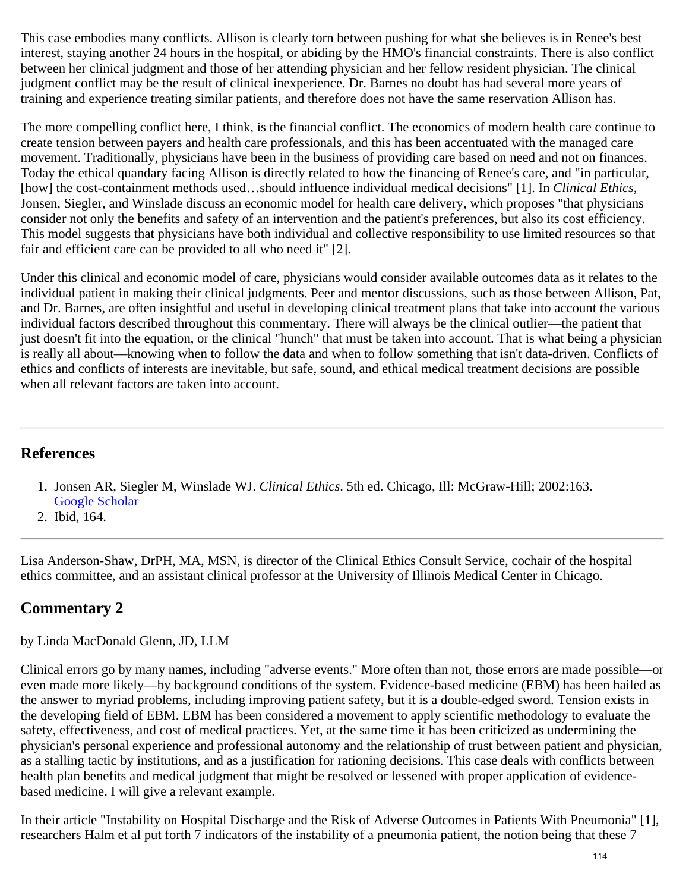This case embodies many conflicts. Allison is clearly torn between pushing for what she believes is in Renee's best interest, staying another 24 hours in the hospital, or abiding by the HMO's financial constraints. There is also conflict between her clinical judgment and those of her attending physician and her fellow resident physician. The clinical judgment conflict may be the result of clinical inexperience. Dr. Barnes no doubt has had several more years of training and experience treating similar patients, and therefore does not have the same reservation Allison has.

The more compelling conflict here, I think, is the financial conflict. The economics of modern health care continue to create tension between payers and health care professionals, and this has been accentuated with the managed care movement. Traditionally, physicians have been in the business of providing care based on need and not on finances. Today the ethical quandary facing Allison is directly related to how the financing of Renee's care, and "in particular, [how] the cost-containment methods used…should influence individual medical decisions" [1]. In *Clinical Ethics*, Jonsen, Siegler, and Winslade discuss an economic model for health care delivery, which proposes "that physicians consider not only the benefits and safety of an intervention and the patient's preferences, but also its cost efficiency. This model suggests that physicians have both individual and collective responsibility to use limited resources so that fair and efficient care can be provided to all who need it" [2].

Under this clinical and economic model of care, physicians would consider available outcomes data as it relates to the individual patient in making their clinical judgments. Peer and mentor discussions, such as those between Allison, Pat, and Dr. Barnes, are often insightful and useful in developing clinical treatment plans that take into account the various individual factors described throughout this commentary. There will always be the clinical outlier—the patient that just doesn't fit into the equation, or the clinical "hunch" that must be taken into account. That is what being a physician is really all about—knowing when to follow the data and when to follow something that isn't data-driven. Conflicts of ethics and conflicts of interests are inevitable, but safe, sound, and ethical medical treatment decisions are possible when all relevant factors are taken into account.

---

## References

1. Jonsen AR, Siegler M, Winslade WJ. *Clinical Ethics*. 5th ed. Chicago, Ill: McGraw-Hill; 2002:163. Google Scholar
2. Ibid, 164.

---

Lisa Anderson-Shaw, DrPH, MA, MSN, is director of the Clinical Ethics Consult Service, cochair of the hospital ethics committee, and an assistant clinical professor at the University of Illinois Medical Center in Chicago.

## Commentary 2

by Linda MacDonald Glenn, JD, LLM

Clinical errors go by many names, including "adverse events." More often than not, those errors are made possible—or even made more likely—by background conditions of the system. Evidence-based medicine (EBM) has been hailed as the answer to myriad problems, including improving patient safety, but it is a double-edged sword. Tension exists in the developing field of EBM. EBM has been considered a movement to apply scientific methodology to evaluate the safety, effectiveness, and cost of medical practices. Yet, at the same time it has been criticized as undermining the physician's personal experience and professional autonomy and the relationship of trust between patient and physician, as a stalling tactic by institutions, and as a justification for rationing decisions. This case deals with conflicts between health plan benefits and medical judgment that might be resolved or lessened with proper application of evidence-based medicine. I will give a relevant example.

In their article "Instability on Hospital Discharge and the Risk of Adverse Outcomes in Patients With Pneumonia" [1], researchers Halm et al put forth 7 indicators of the instability of a pneumonia patient, the notion being that these 7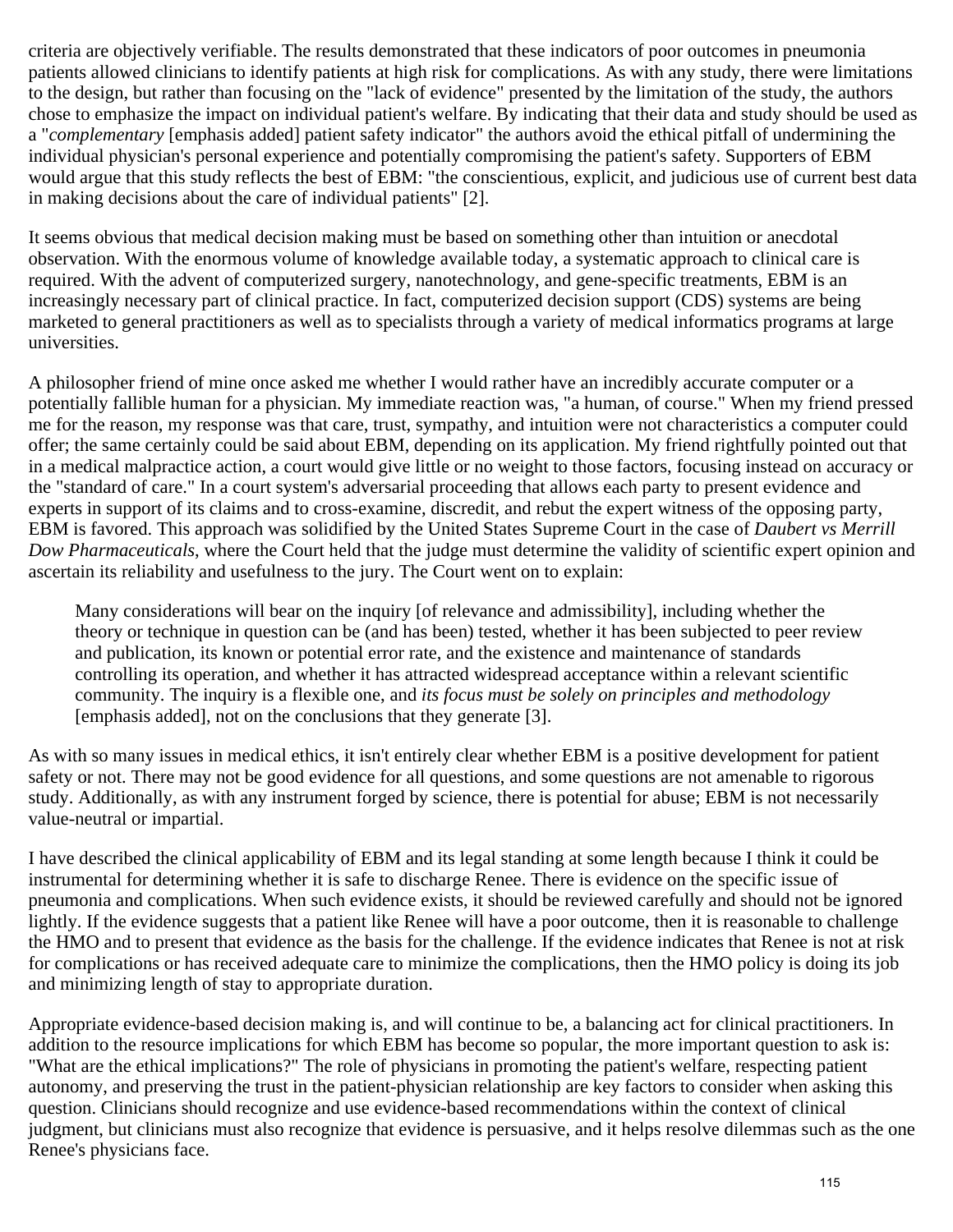criteria are objectively verifiable. The results demonstrated that these indicators of poor outcomes in pneumonia patients allowed clinicians to identify patients at high risk for complications. As with any study, there were limitations to the design, but rather than focusing on the "lack of evidence" presented by the limitation of the study, the authors chose to emphasize the impact on individual patient's welfare. By indicating that their data and study should be used as a "*complementary* [emphasis added] patient safety indicator" the authors avoid the ethical pitfall of undermining the individual physician's personal experience and potentially compromising the patient's safety. Supporters of EBM would argue that this study reflects the best of EBM: "the conscientious, explicit, and judicious use of current best data in making decisions about the care of individual patients" [2].

It seems obvious that medical decision making must be based on something other than intuition or anecdotal observation. With the enormous volume of knowledge available today, a systematic approach to clinical care is required. With the advent of computerized surgery, nanotechnology, and gene-specific treatments, EBM is an increasingly necessary part of clinical practice. In fact, computerized decision support (CDS) systems are being marketed to general practitioners as well as to specialists through a variety of medical informatics programs at large universities.

A philosopher friend of mine once asked me whether I would rather have an incredibly accurate computer or a potentially fallible human for a physician. My immediate reaction was, "a human, of course." When my friend pressed me for the reason, my response was that care, trust, sympathy, and intuition were not characteristics a computer could offer; the same certainly could be said about EBM, depending on its application. My friend rightfully pointed out that in a medical malpractice action, a court would give little or no weight to those factors, focusing instead on accuracy or the "standard of care." In a court system's adversarial proceeding that allows each party to present evidence and experts in support of its claims and to cross-examine, discredit, and rebut the expert witness of the opposing party, EBM is favored. This approach was solidified by the United States Supreme Court in the case of *Daubert vs Merrill Dow Pharmaceuticals*, where the Court held that the judge must determine the validity of scientific expert opinion and ascertain its reliability and usefulness to the jury. The Court went on to explain:

> Many considerations will bear on the inquiry [of relevance and admissibility], including whether the theory or technique in question can be (and has been) tested, whether it has been subjected to peer review and publication, its known or potential error rate, and the existence and maintenance of standards controlling its operation, and whether it has attracted widespread acceptance within a relevant scientific community. The inquiry is a flexible one, and *its focus must be solely on principles and methodology* [emphasis added], not on the conclusions that they generate [3].

As with so many issues in medical ethics, it isn't entirely clear whether EBM is a positive development for patient safety or not. There may not be good evidence for all questions, and some questions are not amenable to rigorous study. Additionally, as with any instrument forged by science, there is potential for abuse; EBM is not necessarily value-neutral or impartial.

I have described the clinical applicability of EBM and its legal standing at some length because I think it could be instrumental for determining whether it is safe to discharge Renee. There is evidence on the specific issue of pneumonia and complications. When such evidence exists, it should be reviewed carefully and should not be ignored lightly. If the evidence suggests that a patient like Renee will have a poor outcome, then it is reasonable to challenge the HMO and to present that evidence as the basis for the challenge. If the evidence indicates that Renee is not at risk for complications or has received adequate care to minimize the complications, then the HMO policy is doing its job and minimizing length of stay to appropriate duration.

Appropriate evidence-based decision making is, and will continue to be, a balancing act for clinical practitioners. In addition to the resource implications for which EBM has become so popular, the more important question to ask is: "What are the ethical implications?" The role of physicians in promoting the patient's welfare, respecting patient autonomy, and preserving the trust in the patient-physician relationship are key factors to consider when asking this question. Clinicians should recognize and use evidence-based recommendations within the context of clinical judgment, but clinicians must also recognize that evidence is persuasive, and it helps resolve dilemmas such as the one Renee's physicians face.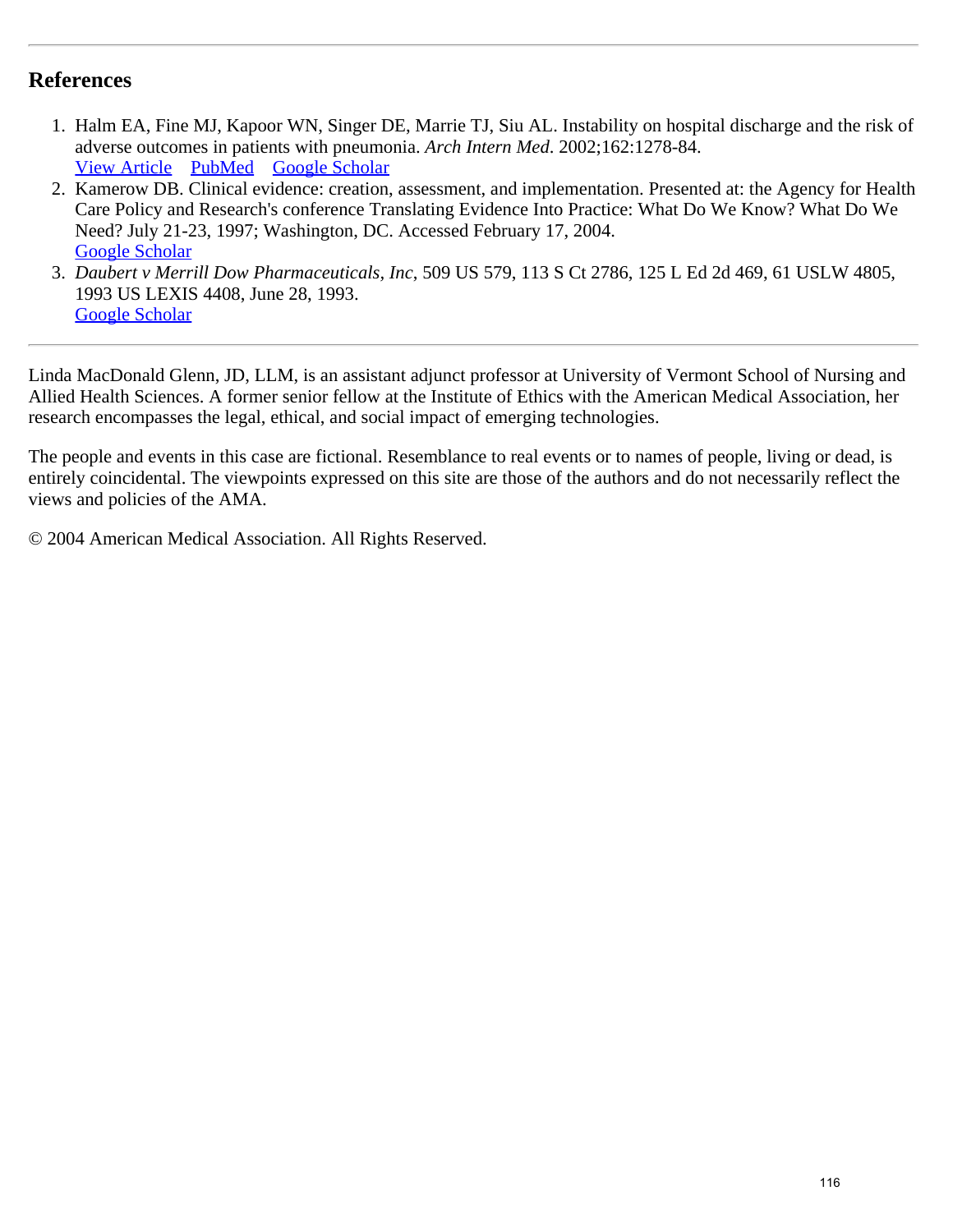## References

1. Halm EA, Fine MJ, Kapoor WN, Singer DE, Marrie TJ, Siu AL. Instability on hospital discharge and the risk of adverse outcomes in patients with pneumonia. *Arch Intern Med*. 2002;162:1278-84.
   View Article PubMed Google Scholar
2. Kamerow DB. Clinical evidence: creation, assessment, and implementation. Presented at: the Agency for Health Care Policy and Research's conference Translating Evidence Into Practice: What Do We Know? What Do We Need? July 21-23, 1997; Washington, DC. Accessed February 17, 2004.
   Google Scholar
3. *Daubert v Merrill Dow Pharmaceuticals, Inc*, 509 US 579, 113 S Ct 2786, 125 L Ed 2d 469, 61 USLW 4805, 1993 US LEXIS 4408, June 28, 1993.
   Google Scholar

---

Linda MacDonald Glenn, JD, LLM, is an assistant adjunct professor at University of Vermont School of Nursing and Allied Health Sciences. A former senior fellow at the Institute of Ethics with the American Medical Association, her research encompasses the legal, ethical, and social impact of emerging technologies.

The people and events in this case are fictional. Resemblance to real events or to names of people, living or dead, is entirely coincidental. The viewpoints expressed on this site are those of the authors and do not necessarily reflect the views and policies of the AMA.

© 2004 American Medical Association. All Rights Reserved.